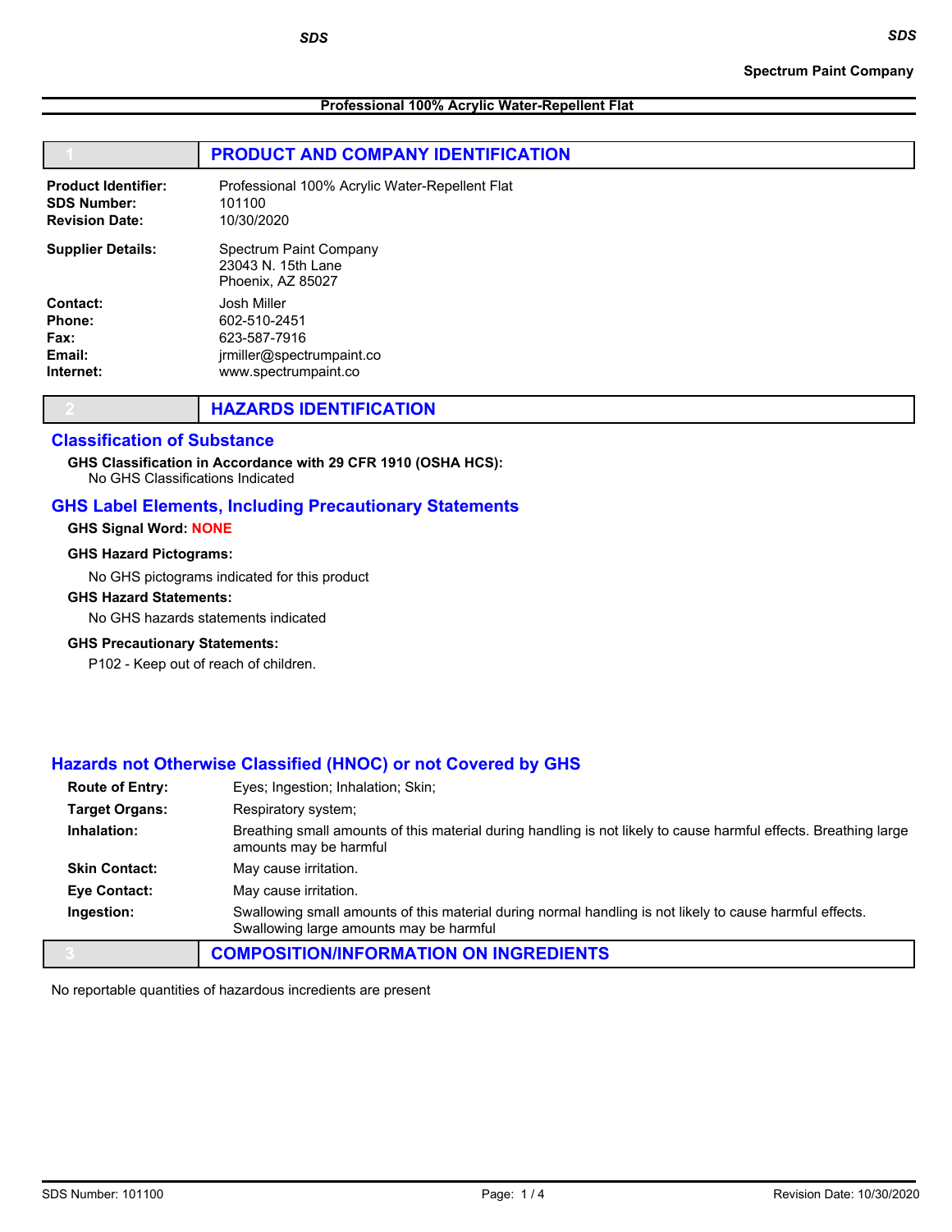Spectrum Paint Company

**Professional 100% Acrylic Water-Repellent Flat**

## 1 PRODUCT AND COMPANY IDENTIFICATION

**Product Identifier:** Professional 100% Acrylic Water-Repellent Flat
**SDS Number:** 101100
**Revision Date:** 10/30/2020

**Supplier Details:** Spectrum Paint Company
23043 N. 15th Lane
Phoenix, AZ 85027

**Contact:** Josh Miller
**Phone:** 602-510-2451
**Fax:** 623-587-7916
**Email:** jrmiller@spectrumpaint.co
**Internet:** www.spectrumpaint.co

## 2 HAZARDS IDENTIFICATION

### Classification of Substance

**GHS Classification in Accordance with 29 CFR 1910 (OSHA HCS):**
No GHS Classifications Indicated

### GHS Label Elements, Including Precautionary Statements

**GHS Signal Word:** NONE

**GHS Hazard Pictograms:**

No GHS pictograms indicated for this product

**GHS Hazard Statements:**

No GHS hazards statements indicated

**GHS Precautionary Statements:**

P102 - Keep out of reach of children.

### Hazards not Otherwise Classified (HNOC) or not Covered by GHS

**Route of Entry:** Eyes; Ingestion; Inhalation; Skin;

**Target Organs:** Respiratory system;

**Inhalation:** Breathing small amounts of this material during handling is not likely to cause harmful effects. Breathing large amounts may be harmful

**Skin Contact:** May cause irritation.

**Eye Contact:** May cause irritation.

**Ingestion:** Swallowing small amounts of this material during normal handling is not likely to cause harmful effects. Swallowing large amounts may be harmful

## 3 COMPOSITION/INFORMATION ON INGREDIENTS

No reportable quantities of hazardous incredients are present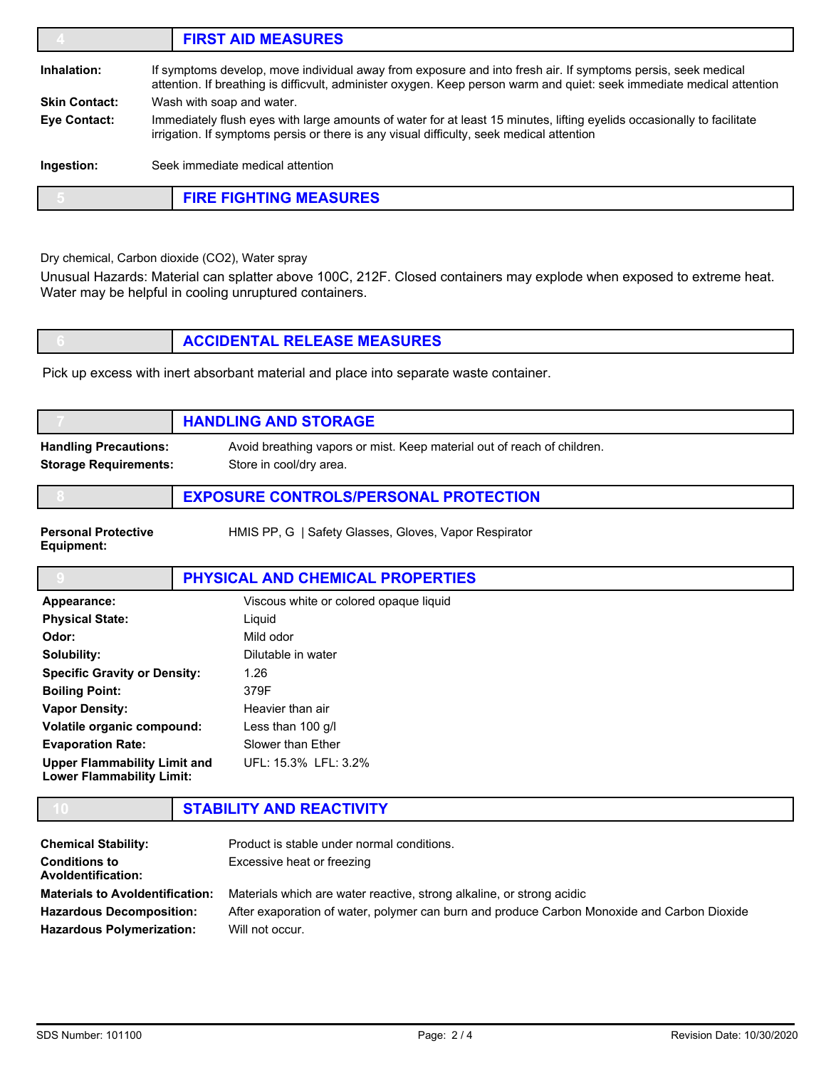## 4 FIRST AID MEASURES

**Inhalation:** If symptoms develop, move individual away from exposure and into fresh air. If symptoms persis, seek medical attention. If breathing is difficvult, administer oxygen. Keep person warm and quiet: seek immediate medical attention

**Skin Contact:** Wash with soap and water.

**Eye Contact:** Immediately flush eyes with large amounts of water for at least 15 minutes, lifting eyelids occasionally to facilitate irrigation. If symptoms persis or there is any visual difficulty, seek medical attention

**Ingestion:** Seek immediate medical attention

## 5 FIRE FIGHTING MEASURES

Dry chemical, Carbon dioxide (CO2), Water spray

Unusual Hazards: Material can splatter above 100C, 212F. Closed containers may explode when exposed to extreme heat. Water may be helpful in cooling unruptured containers.

## 6 ACCIDENTAL RELEASE MEASURES

Pick up excess with inert absorbant material and place into separate waste container.

## 7 HANDLING AND STORAGE

**Handling Precautions:** Avoid breathing vapors or mist. Keep material out of reach of children.

**Storage Requirements:** Store in cool/dry area.

## 8 EXPOSURE CONTROLS/PERSONAL PROTECTION

**Personal Protective Equipment:** HMIS PP, G | Safety Glasses, Gloves, Vapor Respirator

## 9 PHYSICAL AND CHEMICAL PROPERTIES

| | |
|---|---|
| **Appearance:** | Viscous white or colored opaque liquid |
| **Physical State:** | Liquid |
| **Odor:** | Mild odor |
| **Solubility:** | Dilutable in water |
| **Specific Gravity or Density:** | 1.26 |
| **Boiling Point:** | 379F |
| **Vapor Density:** | Heavier than air |
| **Volatile organic compound:** | Less than 100 g/l |
| **Evaporation Rate:** | Slower than Ether |
| **Upper Flammability Limit and Lower Flammability Limit:** | UFL: 15.3% LFL: 3.2% |

## 10 STABILITY AND REACTIVITY

| | |
|---|---|
| **Chemical Stability:** | Product is stable under normal conditions. |
| **Conditions to AvoIdentification:** | Excessive heat or freezing |
| **Materials to AvoIdentification:** | Materials which are water reactive, strong alkaline, or strong acidic |
| **Hazardous Decomposition:** | After exaporation of water, polymer can burn and produce Carbon Monoxide and Carbon Dioxide |
| **Hazardous Polymerization:** | Will not occur. |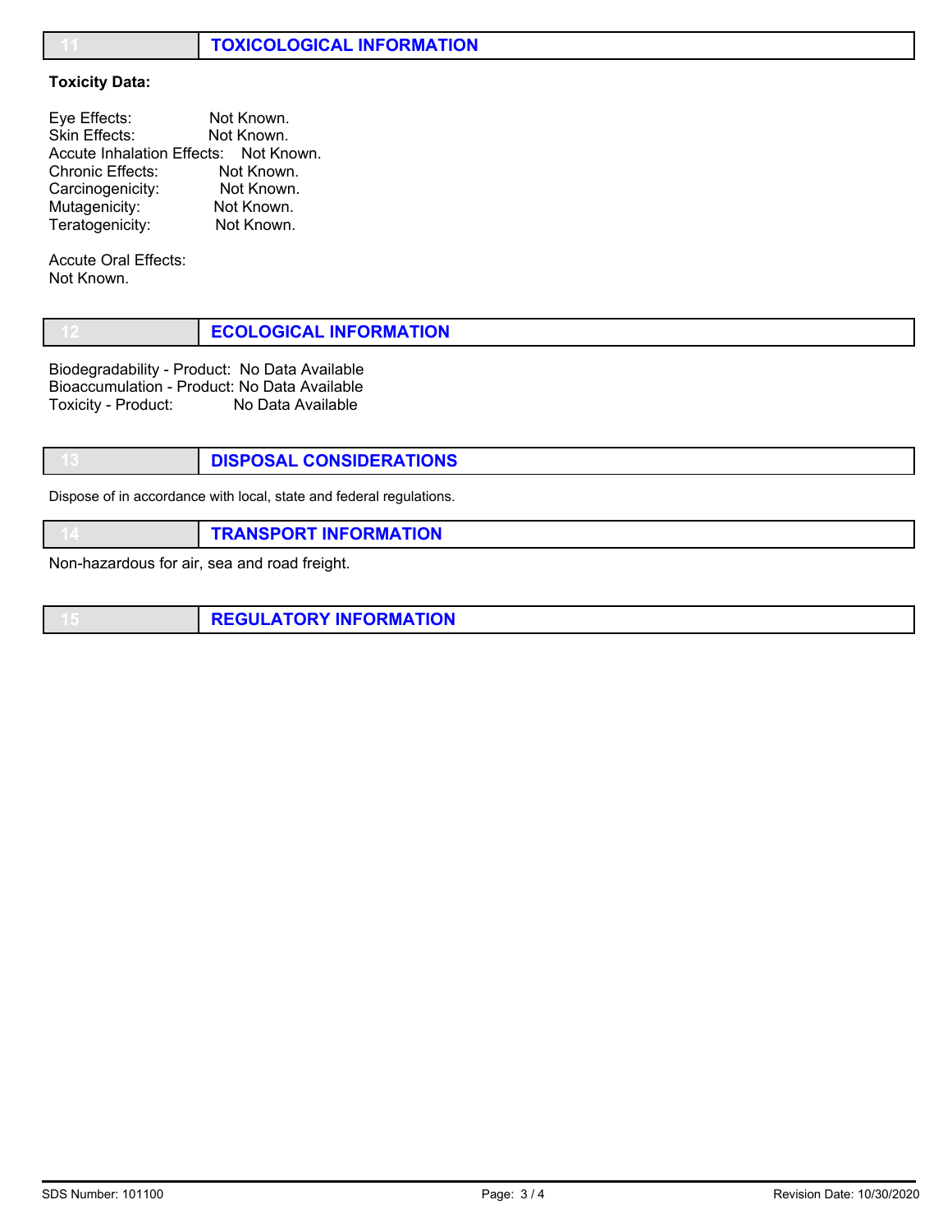## 11 TOXICOLOGICAL INFORMATION

**Toxicity Data:**

Eye Effects: Not Known.
Skin Effects: Not Known.
Accute Inhalation Effects: Not Known.
Chronic Effects: Not Known.
Carcinogenicity: Not Known.
Mutagenicity: Not Known.
Teratogenicity: Not Known.

Accute Oral Effects:
Not Known.

## 12 ECOLOGICAL INFORMATION

Biodegradability - Product: No Data Available
Bioaccumulation - Product: No Data Available
Toxicity - Product: No Data Available

## 13 DISPOSAL CONSIDERATIONS

Dispose of in accordance with local, state and federal regulations.

## 14 TRANSPORT INFORMATION

Non-hazardous for air, sea and road freight.

## 15 REGULATORY INFORMATION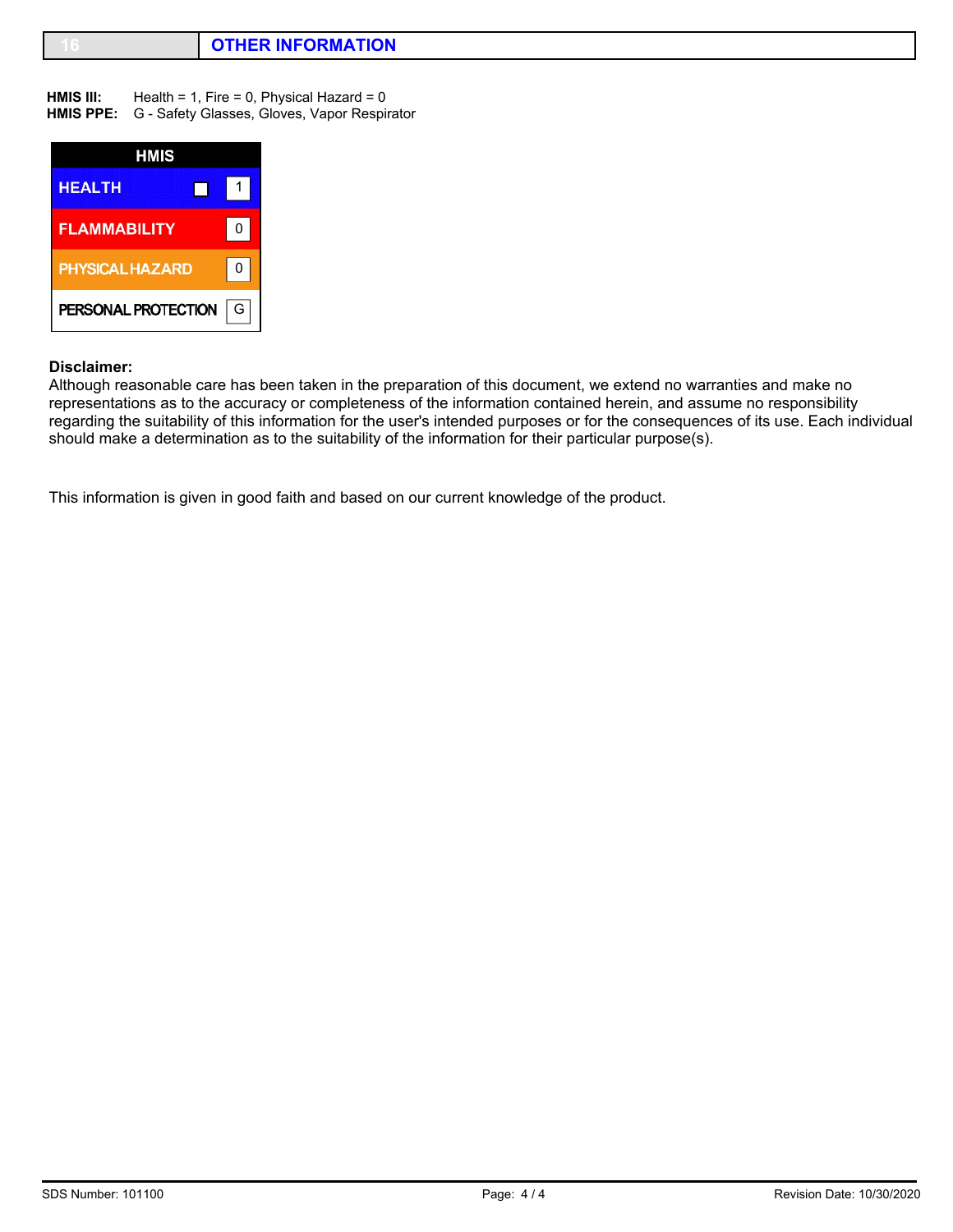## 16 OTHER INFORMATION

**HMIS III:** Health = 1, Fire = 0, Physical Hazard = 0
**HMIS PPE:** G - Safety Glasses, Gloves, Vapor Respirator

| HMIS | |
|---|---|
| HEALTH | 1 |
| FLAMMABILITY | 0 |
| PHYSICAL HAZARD | 0 |
| PERSONAL PROTECTION | G |

**Disclaimer:**
Although reasonable care has been taken in the preparation of this document, we extend no warranties and make no representations as to the accuracy or completeness of the information contained herein, and assume no responsibility regarding the suitability of this information for the user's intended purposes or for the consequences of its use. Each individual should make a determination as to the suitability of the information for their particular purpose(s).

This information is given in good faith and based on our current knowledge of the product.

SDS Number: 101100 Revision Date: 10/30/2020